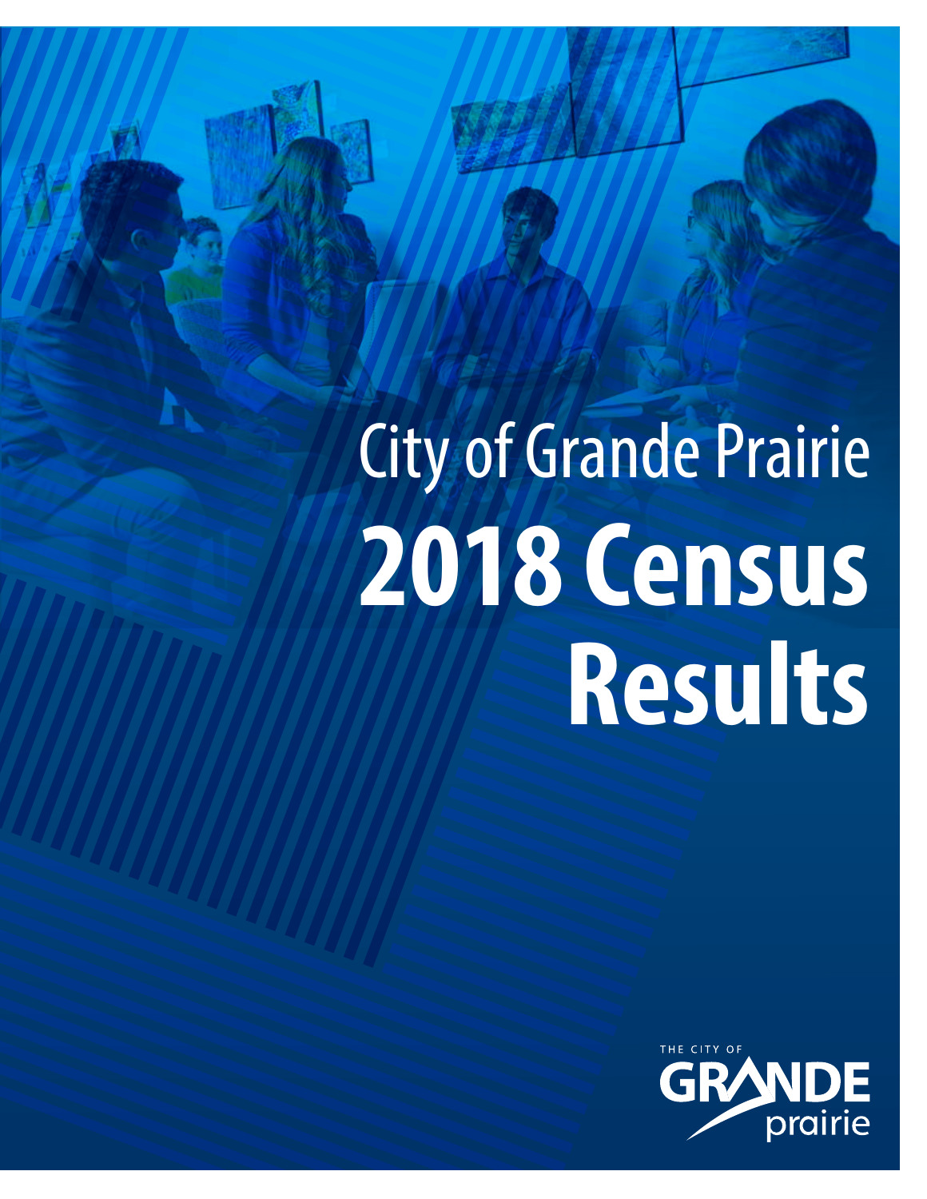# City of Grande Prairie

# 2018 Census Results

THE CITY OF GRANDE prairie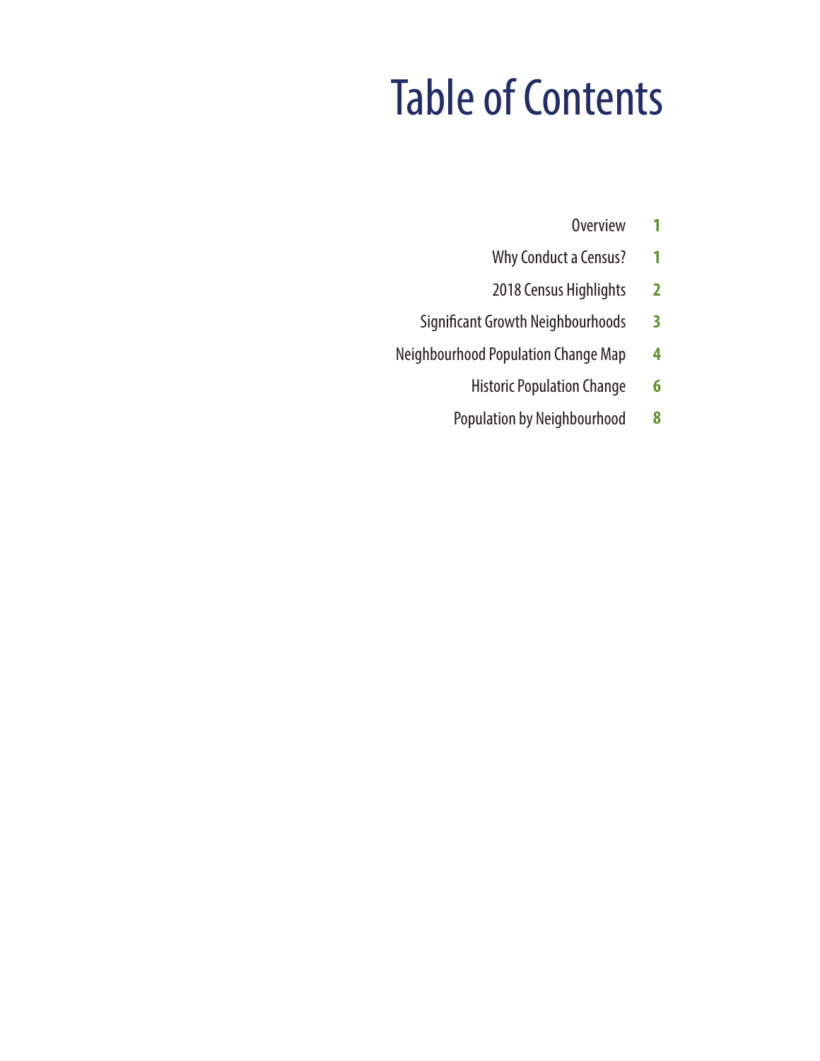# Table of Contents

| | |
|---|---|
| Overview | **1** |
| Why Conduct a Census? | **1** |
| 2018 Census Highlights | **2** |
| Significant Growth Neighbourhoods | **3** |
| Neighbourhood Population Change Map | **4** |
| Historic Population Change | **6** |
| Population by Neighbourhood | **8** |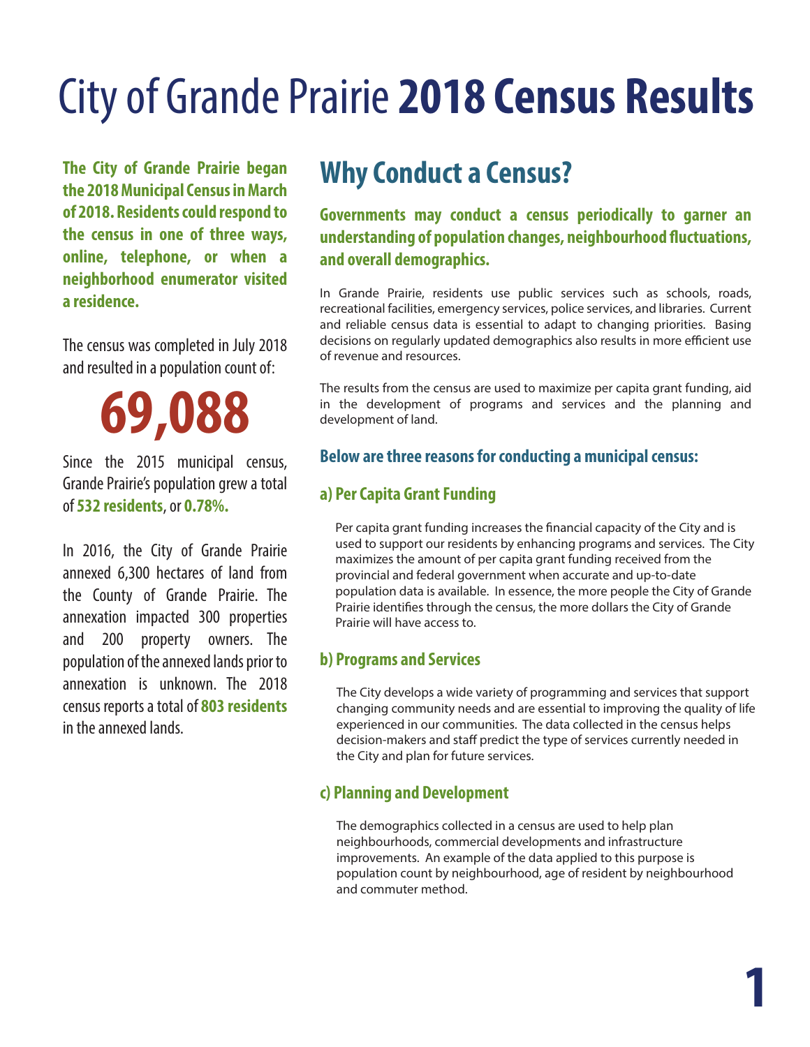# City of Grande Prairie **2018 Census Results**

**The City of Grande Prairie began the 2018 Municipal Census in March of 2018. Residents could respond to the census in one of three ways, online, telephone, or when a neighborhood enumerator visited a residence.**

The census was completed in July 2018 and resulted in a population count of:

**69,088**

Since the 2015 municipal census, Grande Prairie's population grew a total of **532 residents**, or **0.78%.**

In 2016, the City of Grande Prairie annexed 6,300 hectares of land from the County of Grande Prairie. The annexation impacted 300 properties and 200 property owners. The population of the annexed lands prior to annexation is unknown. The 2018 census reports a total of **803 residents** in the annexed lands.

## Why Conduct a Census?

**Governments may conduct a census periodically to garner an understanding of population changes, neighbourhood fluctuations, and overall demographics.**

In Grande Prairie, residents use public services such as schools, roads, recreational facilities, emergency services, police services, and libraries. Current and reliable census data is essential to adapt to changing priorities. Basing decisions on regularly updated demographics also results in more efficient use of revenue and resources.

The results from the census are used to maximize per capita grant funding, aid in the development of programs and services and the planning and development of land.

### Below are three reasons for conducting a municipal census:

### a) Per Capita Grant Funding

Per capita grant funding increases the financial capacity of the City and is used to support our residents by enhancing programs and services. The City maximizes the amount of per capita grant funding received from the provincial and federal government when accurate and up-to-date population data is available. In essence, the more people the City of Grande Prairie identifies through the census, the more dollars the City of Grande Prairie will have access to.

### b) Programs and Services

The City develops a wide variety of programming and services that support changing community needs and are essential to improving the quality of life experienced in our communities. The data collected in the census helps decision-makers and staff predict the type of services currently needed in the City and plan for future services.

### c) Planning and Development

The demographics collected in a census are used to help plan neighbourhoods, commercial developments and infrastructure improvements. An example of the data applied to this purpose is population count by neighbourhood, age of resident by neighbourhood and commuter method.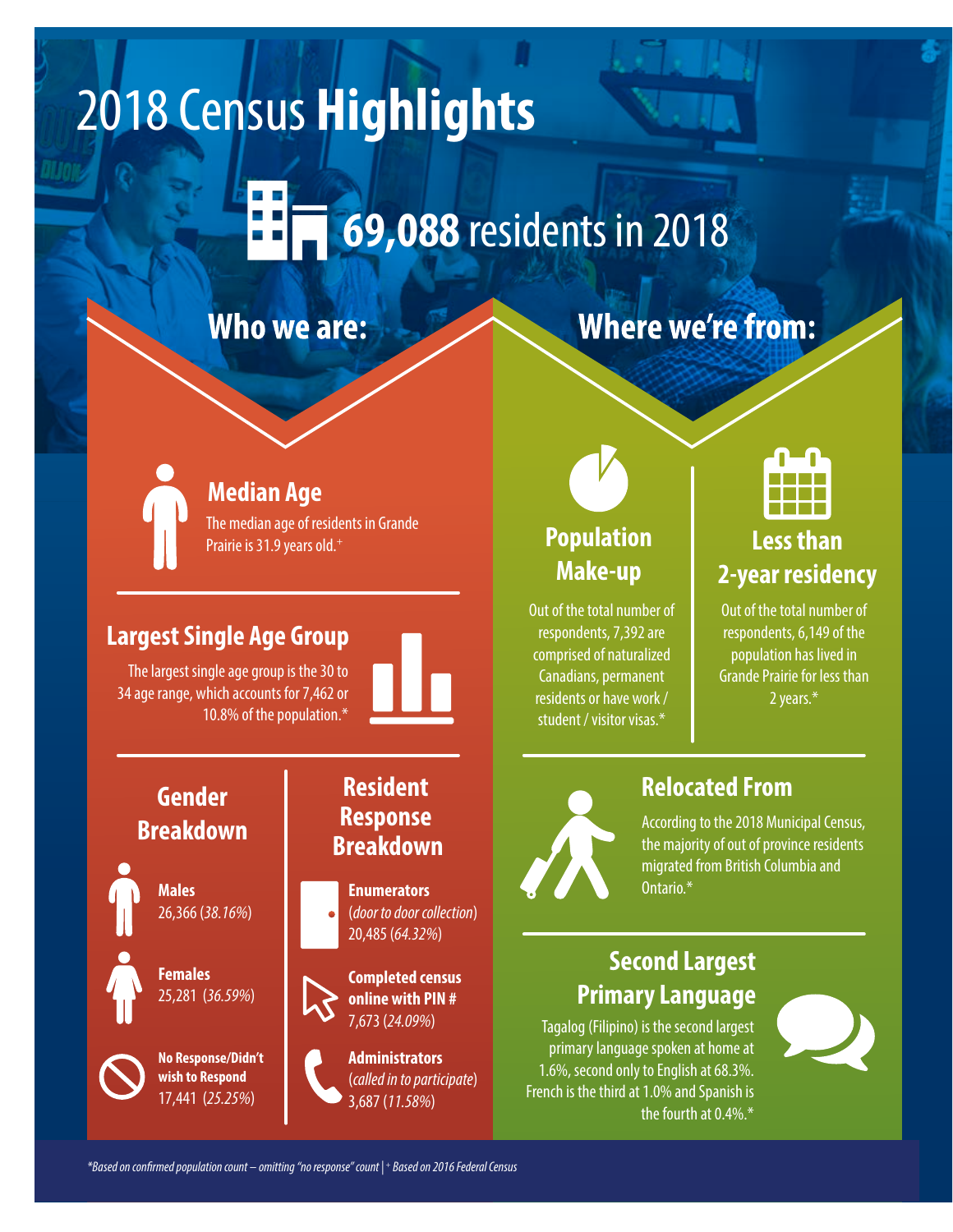# 2018 Census **Highlights**

## **69,088** residents in 2018

## Who we are:

### Median Age

The median age of residents in Grande Prairie is 31.9 years old.⁺

### Largest Single Age Group

The largest single age group is the 30 to 34 age range, which accounts for 7,462 or 10.8% of the population.*

### Gender Breakdown

**Males**
26,366 (*38.16%*)

**Females**
25,281 (*36.59%*)

**No Response/Didn't wish to Respond**
17,441 (*25.25%*)

### Resident Response Breakdown

**Enumerators**
(*door to door collection*)
20,485 (*64.32%*)

**Completed census online with PIN #**
7,673 (*24.09%*)

**Administrators**
(*called in to participate*)
3,687 (*11.58%*)

## Where we're from:

### Population Make-up

Out of the total number of respondents, 7,392 are comprised of naturalized Canadians, permanent residents or have work / student / visitor visas.*

### Less than 2-year residency

Out of the total number of respondents, 6,149 of the population has lived in Grande Prairie for less than 2 years.*

### Relocated From

According to the 2018 Municipal Census, the majority of out of province residents migrated from British Columbia and Ontario.*

### Second Largest Primary Language

Tagalog (Filipino) is the second largest primary language spoken at home at 1.6%, second only to English at 68.3%. French is the third at 1.0% and Spanish is the fourth at 0.4%.*

*\*Based on confirmed population count – omitting "no response" count | ⁺ Based on 2016 Federal Census*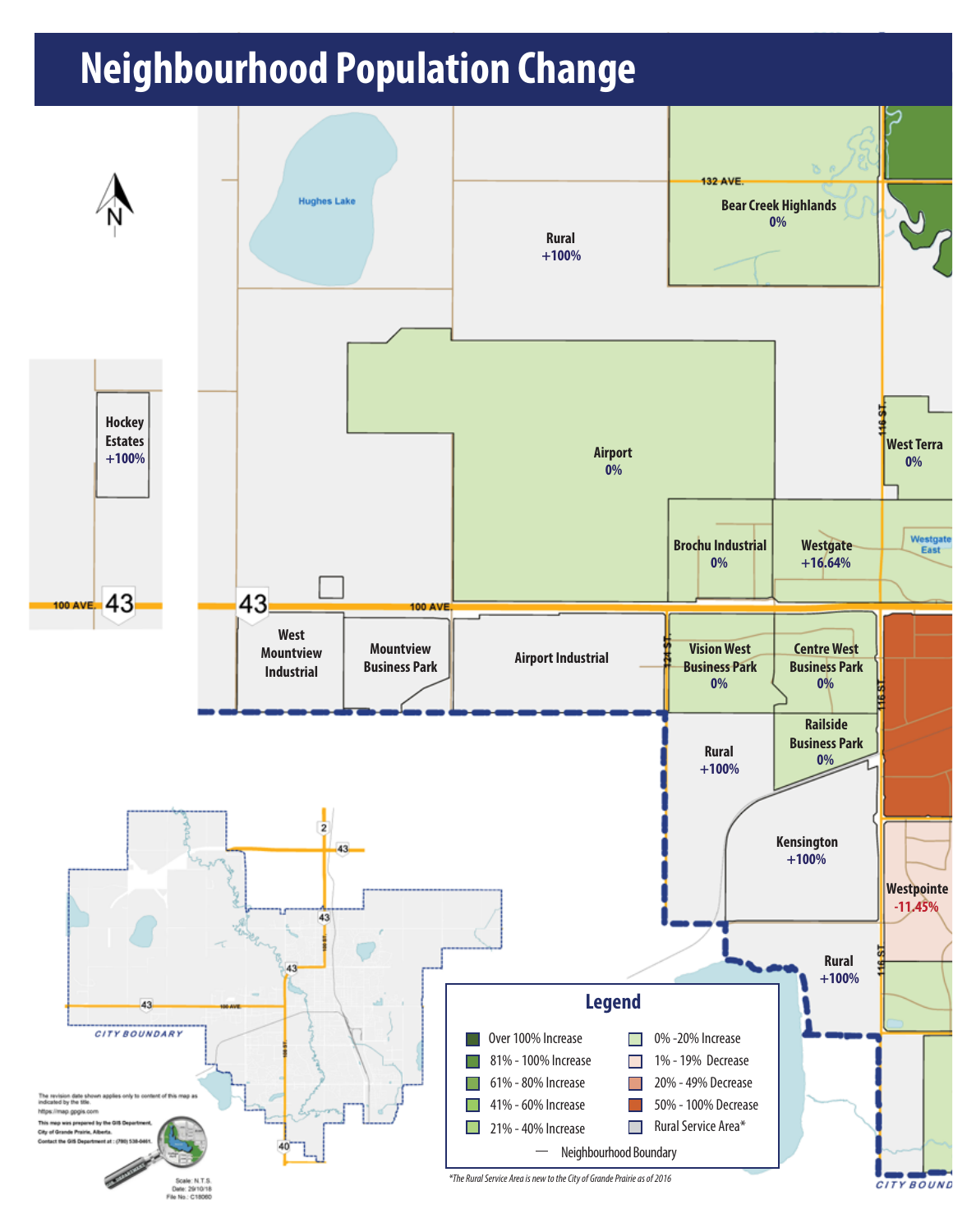# Neighbourhood Population Change

Rural
+100%

Bear Creek Highlands
0%

132 AVE.

Hockey Estates
+100%

Airport
0%

West Terra
0%

Brochu Industrial
0%

Westgate
+16.64%

Westgate East

100 AVE.

West Mountview Industrial

Mountview Business Park

Airport Industrial

Vision West Business Park
0%

Centre West Business Park
0%

Railside Business Park
0%

Rural
+100%

Kensington
+100%

Westpointe
-11.45%

Rural
+100%

## Legend

- Over 100% Increase
- 81% - 100% Increase
- 61% - 80% Increase
- 41% - 60% Increase
- 21% - 40% Increase
- 0% -20% Increase
- 1% - 19% Decrease
- 20% - 49% Decrease
- 50% - 100% Decrease
- Rural Service Area*
- Neighbourhood Boundary

*The Rural Service Area is new to the City of Grande Prairie as of 2016

CITY BOUNDARY

The revision date shown applies only to content of this map as indicated by the title.
https://map.gpgis.com

This map was prepared by the GIS Department, City of Grande Prairie, Alberta.
Contact the GIS Department at : (780) 538-0461.

Scale: N.T.S.
Date: 29/10/18
File No.: C18060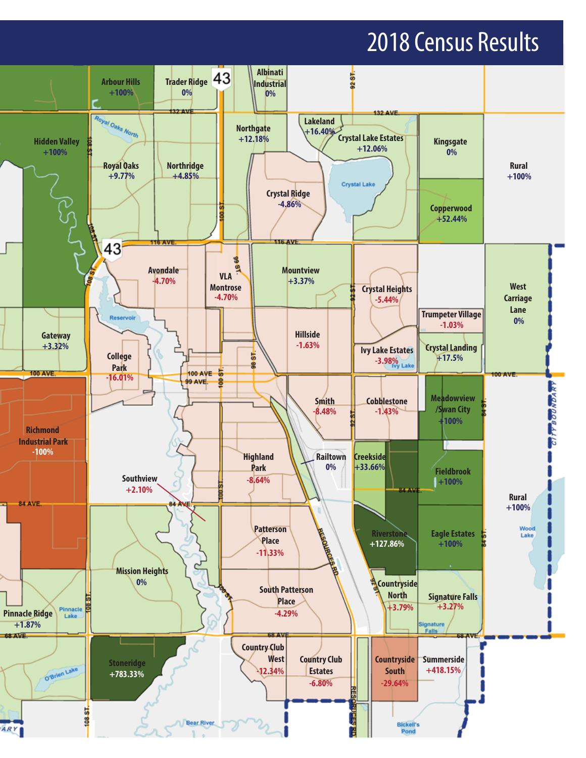# 2018 Census Results

| Neighbourhood | Change |
| --- | --- |
| Arbour Hills | +100% |
| Trader Ridge | 0% |
| Albinati Industrial | 0% |
| Hidden Valley | +100% |
| Royal Oaks | +9.77% |
| Northridge | +4.85% |
| Northgate | +12.18% |
| Lakeland | +16.40% |
| Crystal Lake Estates | +12.06% |
| Kingsgate | 0% |
| Rural | +100% |
| Crystal Ridge | -4.86% |
| Copperwood | +52.44% |
| Avondale | -4.70% |
| VLA Montrose | -4.70% |
| Mountview | +3.37% |
| Crystal Heights | -5.44% |
| West Carriage Lane | 0% |
| Trumpeter Village | -1.03% |
| Gateway | +3.32% |
| College Park | -16.01% |
| Hillside | -1.63% |
| Ivy Lake Estates | -3.98% |
| Crystal Landing | +17.5% |
| Smith | -8.48% |
| Cobblestone | -1.43% |
| Meadowview /Swan City | +100% |
| Richmond Industrial Park | -100% |
| Highland Park | -8.64% |
| Railtown | 0% |
| Creekside | +33.66% |
| Fieldbrook | +100% |
| Rural | +100% |
| Southview | +2.10% |
| Patterson Place | -11.33% |
| Riverstone | +127.86% |
| Eagle Estates | +100% |
| Mission Heights | 0% |
| Countryside North | +3.79% |
| Signature Falls | +3.27% |
| Pinnacle Ridge | +1.87% |
| South Patterson Place | -4.29% |
| Stoneridge | +783.33% |
| Country Club West | -12.34% |
| Country Club Estates | -6.80% |
| Countryside South | -29.64% |
| Summerside | +418.15% |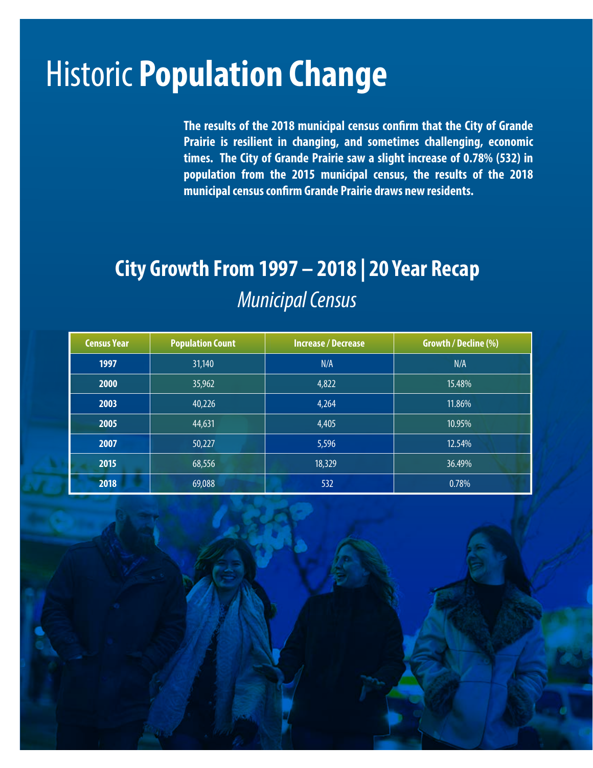# Historic **Population Change**

**The results of the 2018 municipal census confirm that the City of Grande Prairie is resilient in changing, and sometimes challenging, economic times. The City of Grande Prairie saw a slight increase of 0.78% (532) in population from the 2015 municipal census, the results of the 2018 municipal census confirm Grande Prairie draws new residents.**

## City Growth From 1997 – 2018 | 20 Year Recap

*Municipal Census*

| Census Year | Population Count | Increase / Decrease | Growth / Decline (%) |
|---|---|---|---|
| **1997** | 31,140 | N/A | N/A |
| **2000** | 35,962 | 4,822 | 15.48% |
| **2003** | 40,226 | 4,264 | 11.86% |
| **2005** | 44,631 | 4,405 | 10.95% |
| **2007** | 50,227 | 5,596 | 12.54% |
| **2015** | 68,556 | 18,329 | 36.49% |
| **2018** | 69,088 | 532 | 0.78% |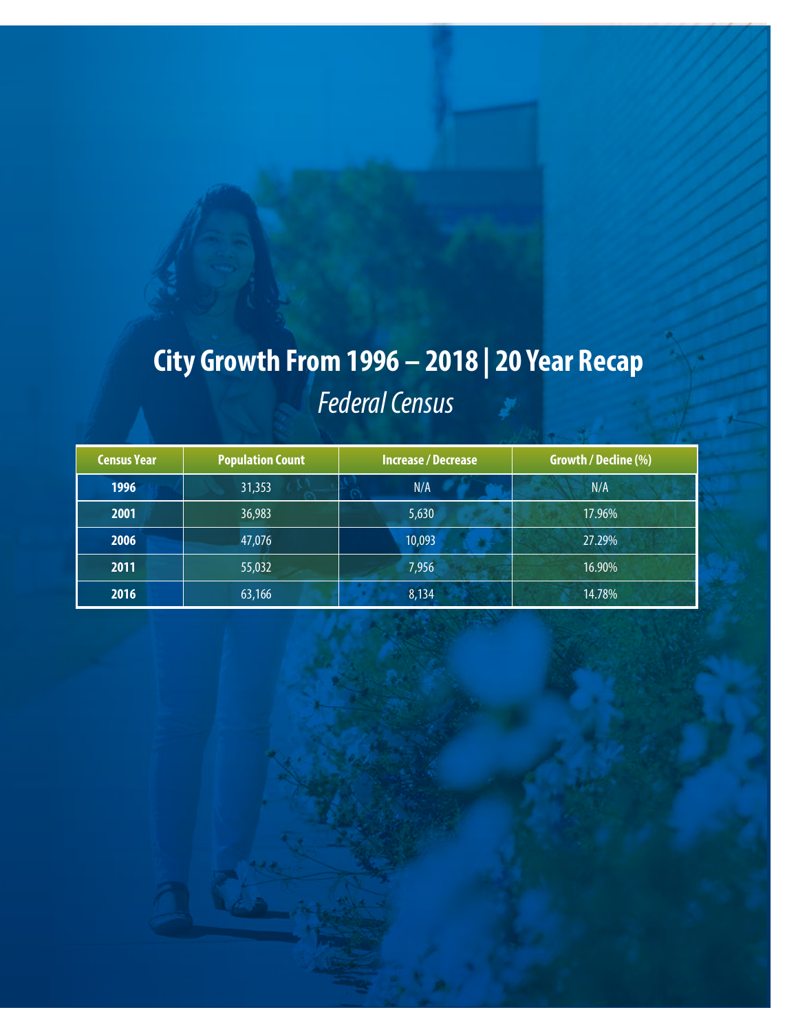# City Growth From 1996 – 2018 | 20 Year Recap

*Federal Census*

| Census Year | Population Count | Increase / Decrease | Growth / Decline (%) |
|---|---|---|---|
| **1996** | 31,353 | N/A | N/A |
| **2001** | 36,983 | 5,630 | 17.96% |
| **2006** | 47,076 | 10,093 | 27.29% |
| **2011** | 55,032 | 7,956 | 16.90% |
| **2016** | 63,166 | 8,134 | 14.78% |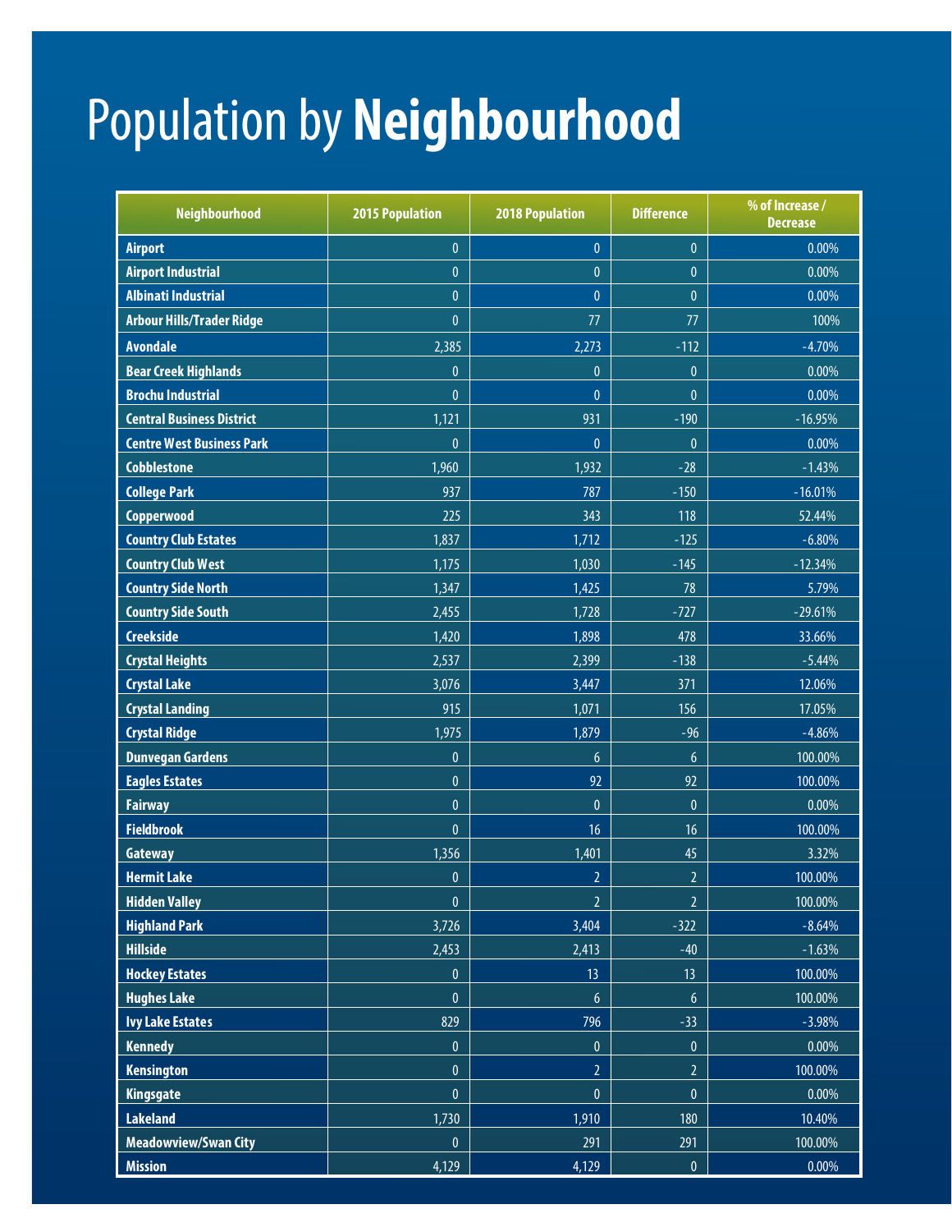# Population by **Neighbourhood**

| Neighbourhood | 2015 Population | 2018 Population | Difference | % of Increase / Decrease |
|---|---|---|---|---|
| Airport | 0 | 0 | 0 | 0.00% |
| Airport Industrial | 0 | 0 | 0 | 0.00% |
| Albinati Industrial | 0 | 0 | 0 | 0.00% |
| Arbour Hills/Trader Ridge | 0 | 77 | 77 | 100% |
| Avondale | 2,385 | 2,273 | -112 | -4.70% |
| Bear Creek Highlands | 0 | 0 | 0 | 0.00% |
| Brochu Industrial | 0 | 0 | 0 | 0.00% |
| Central Business District | 1,121 | 931 | -190 | -16.95% |
| Centre West Business Park | 0 | 0 | 0 | 0.00% |
| Cobblestone | 1,960 | 1,932 | -28 | -1.43% |
| College Park | 937 | 787 | -150 | -16.01% |
| Copperwood | 225 | 343 | 118 | 52.44% |
| Country Club Estates | 1,837 | 1,712 | -125 | -6.80% |
| Country Club West | 1,175 | 1,030 | -145 | -12.34% |
| Country Side North | 1,347 | 1,425 | 78 | 5.79% |
| Country Side South | 2,455 | 1,728 | -727 | -29.61% |
| Creekside | 1,420 | 1,898 | 478 | 33.66% |
| Crystal Heights | 2,537 | 2,399 | -138 | -5.44% |
| Crystal Lake | 3,076 | 3,447 | 371 | 12.06% |
| Crystal Landing | 915 | 1,071 | 156 | 17.05% |
| Crystal Ridge | 1,975 | 1,879 | -96 | -4.86% |
| Dunvegan Gardens | 0 | 6 | 6 | 100.00% |
| Eagles Estates | 0 | 92 | 92 | 100.00% |
| Fairway | 0 | 0 | 0 | 0.00% |
| Fieldbrook | 0 | 16 | 16 | 100.00% |
| Gateway | 1,356 | 1,401 | 45 | 3.32% |
| Hermit Lake | 0 | 2 | 2 | 100.00% |
| Hidden Valley | 0 | 2 | 2 | 100.00% |
| Highland Park | 3,726 | 3,404 | -322 | -8.64% |
| Hillside | 2,453 | 2,413 | -40 | -1.63% |
| Hockey Estates | 0 | 13 | 13 | 100.00% |
| Hughes Lake | 0 | 6 | 6 | 100.00% |
| Ivy Lake Estates | 829 | 796 | -33 | -3.98% |
| Kennedy | 0 | 0 | 0 | 0.00% |
| Kensington | 0 | 2 | 2 | 100.00% |
| Kingsgate | 0 | 0 | 0 | 0.00% |
| Lakeland | 1,730 | 1,910 | 180 | 10.40% |
| Meadowview/Swan City | 0 | 291 | 291 | 100.00% |
| Mission | 4,129 | 4,129 | 0 | 0.00% |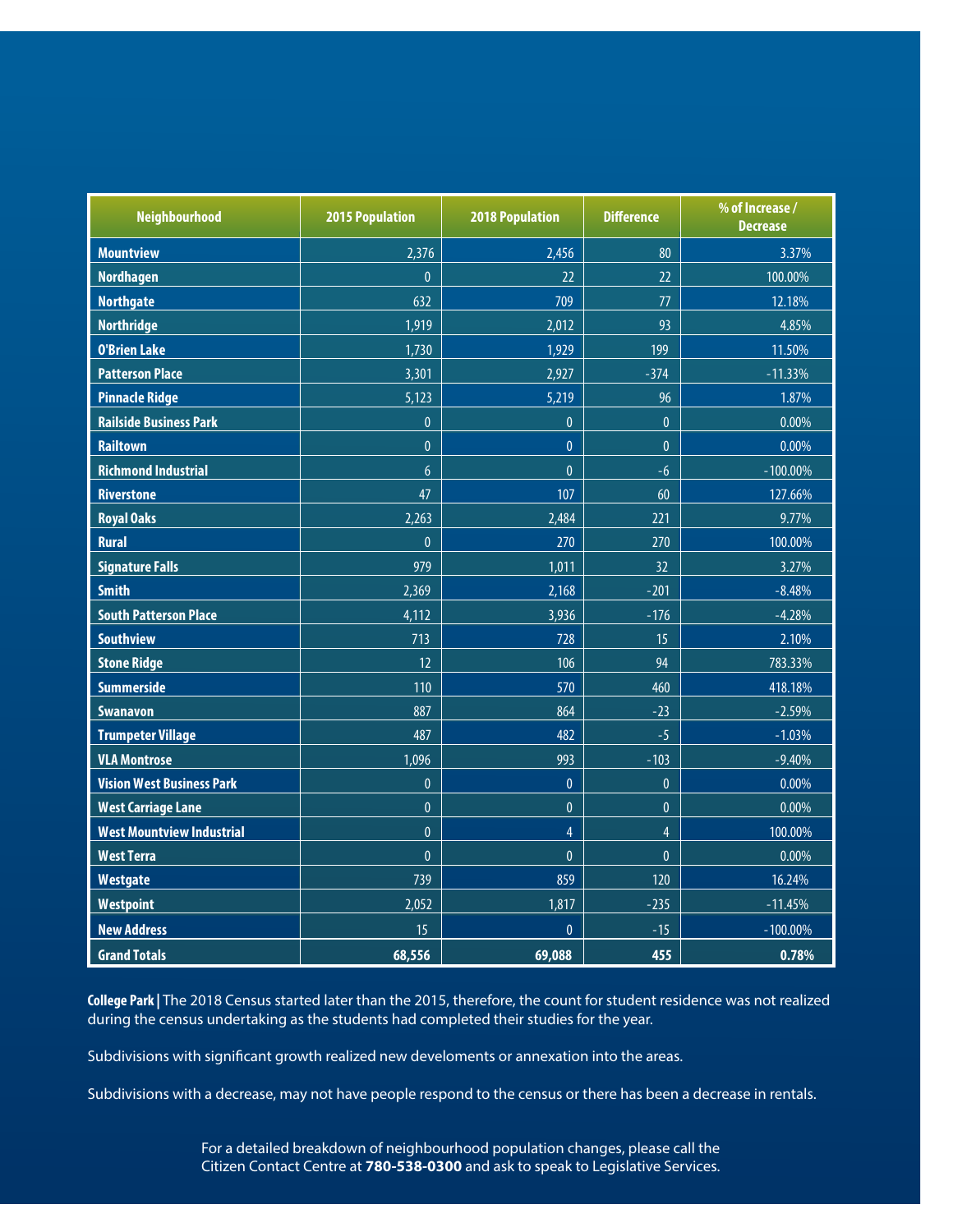| Neighbourhood | 2015 Population | 2018 Population | Difference | % of Increase / Decrease |
|---|---|---|---|---|
| **Mountview** | 2,376 | 2,456 | 80 | 3.37% |
| **Nordhagen** | 0 | 22 | 22 | 100.00% |
| **Northgate** | 632 | 709 | 77 | 12.18% |
| **Northridge** | 1,919 | 2,012 | 93 | 4.85% |
| **O'Brien Lake** | 1,730 | 1,929 | 199 | 11.50% |
| **Patterson Place** | 3,301 | 2,927 | -374 | -11.33% |
| **Pinnacle Ridge** | 5,123 | 5,219 | 96 | 1.87% |
| **Railside Business Park** | 0 | 0 | 0 | 0.00% |
| **Railtown** | 0 | 0 | 0 | 0.00% |
| **Richmond Industrial** | 6 | 0 | -6 | -100.00% |
| **Riverstone** | 47 | 107 | 60 | 127.66% |
| **Royal Oaks** | 2,263 | 2,484 | 221 | 9.77% |
| **Rural** | 0 | 270 | 270 | 100.00% |
| **Signature Falls** | 979 | 1,011 | 32 | 3.27% |
| **Smith** | 2,369 | 2,168 | -201 | -8.48% |
| **South Patterson Place** | 4,112 | 3,936 | -176 | -4.28% |
| **Southview** | 713 | 728 | 15 | 2.10% |
| **Stone Ridge** | 12 | 106 | 94 | 783.33% |
| **Summerside** | 110 | 570 | 460 | 418.18% |
| **Swanavon** | 887 | 864 | -23 | -2.59% |
| **Trumpeter Village** | 487 | 482 | -5 | -1.03% |
| **VLA Montrose** | 1,096 | 993 | -103 | -9.40% |
| **Vision West Business Park** | 0 | 0 | 0 | 0.00% |
| **West Carriage Lane** | 0 | 0 | 0 | 0.00% |
| **West Mountview Industrial** | 0 | 4 | 4 | 100.00% |
| **West Terra** | 0 | 0 | 0 | 0.00% |
| **Westgate** | 739 | 859 | 120 | 16.24% |
| **Westpoint** | 2,052 | 1,817 | -235 | -11.45% |
| **New Address** | 15 | 0 | -15 | -100.00% |
| **Grand Totals** | **68,556** | **69,088** | **455** | **0.78%** |

**College Park |** The 2018 Census started later than the 2015, therefore, the count for student residence was not realized during the census undertaking as the students had completed their studies for the year.

Subdivisions with significant growth realized new develoments or annexation into the areas.

Subdivisions with a decrease, may not have people respond to the census or there has been a decrease in rentals.

For a detailed breakdown of neighbourhood population changes, please call the Citizen Contact Centre at **780-538-0300** and ask to speak to Legislative Services.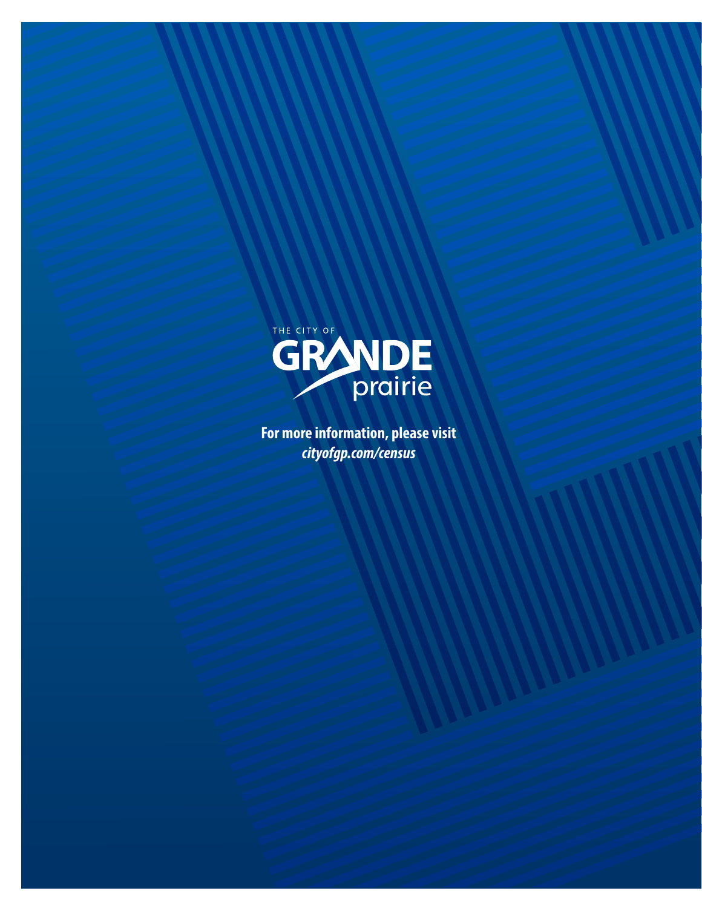THE CITY OF GRANDE prairie

**For more information, please visit**
***cityofgp.com/census***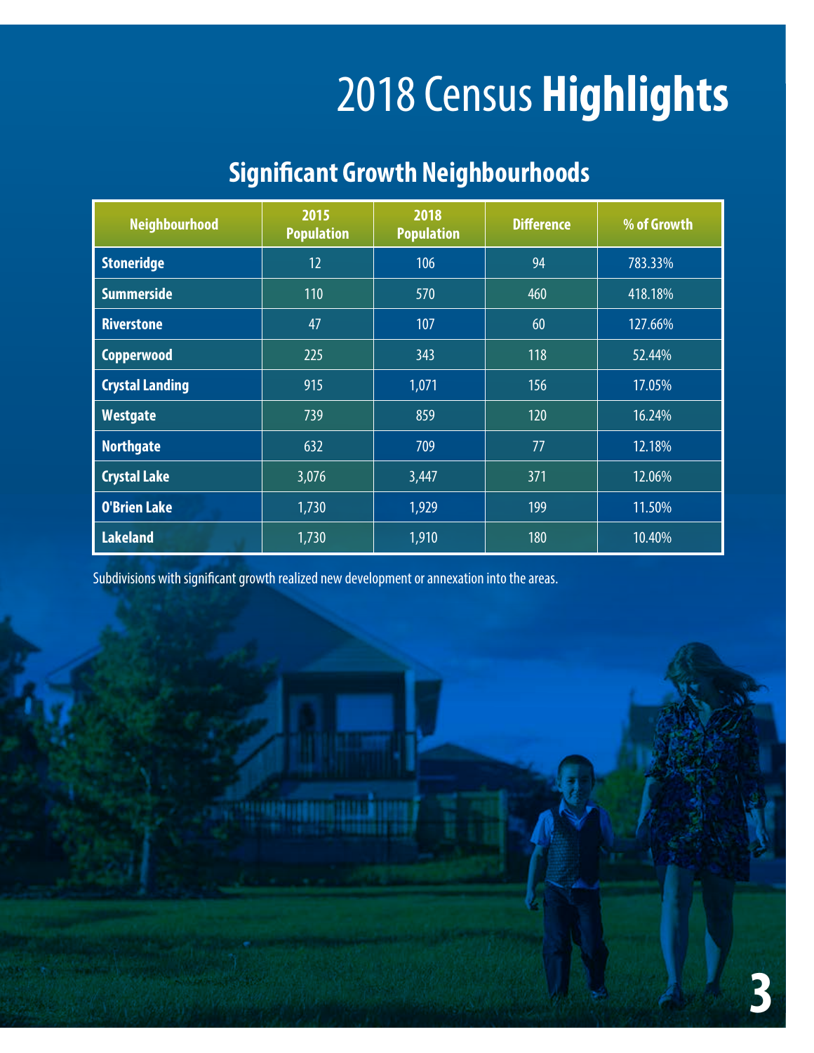# 2018 Census **Highlights**

## Significant Growth Neighbourhoods

| Neighbourhood | 2015 Population | 2018 Population | Difference | % of Growth |
|---|---|---|---|---|
| **Stoneridge** | 12 | 106 | 94 | 783.33% |
| **Summerside** | 110 | 570 | 460 | 418.18% |
| **Riverstone** | 47 | 107 | 60 | 127.66% |
| **Copperwood** | 225 | 343 | 118 | 52.44% |
| **Crystal Landing** | 915 | 1,071 | 156 | 17.05% |
| **Westgate** | 739 | 859 | 120 | 16.24% |
| **Northgate** | 632 | 709 | 77 | 12.18% |
| **Crystal Lake** | 3,076 | 3,447 | 371 | 12.06% |
| **O'Brien Lake** | 1,730 | 1,929 | 199 | 11.50% |
| **Lakeland** | 1,730 | 1,910 | 180 | 10.40% |

Subdivisions with significant growth realized new development or annexation into the areas.